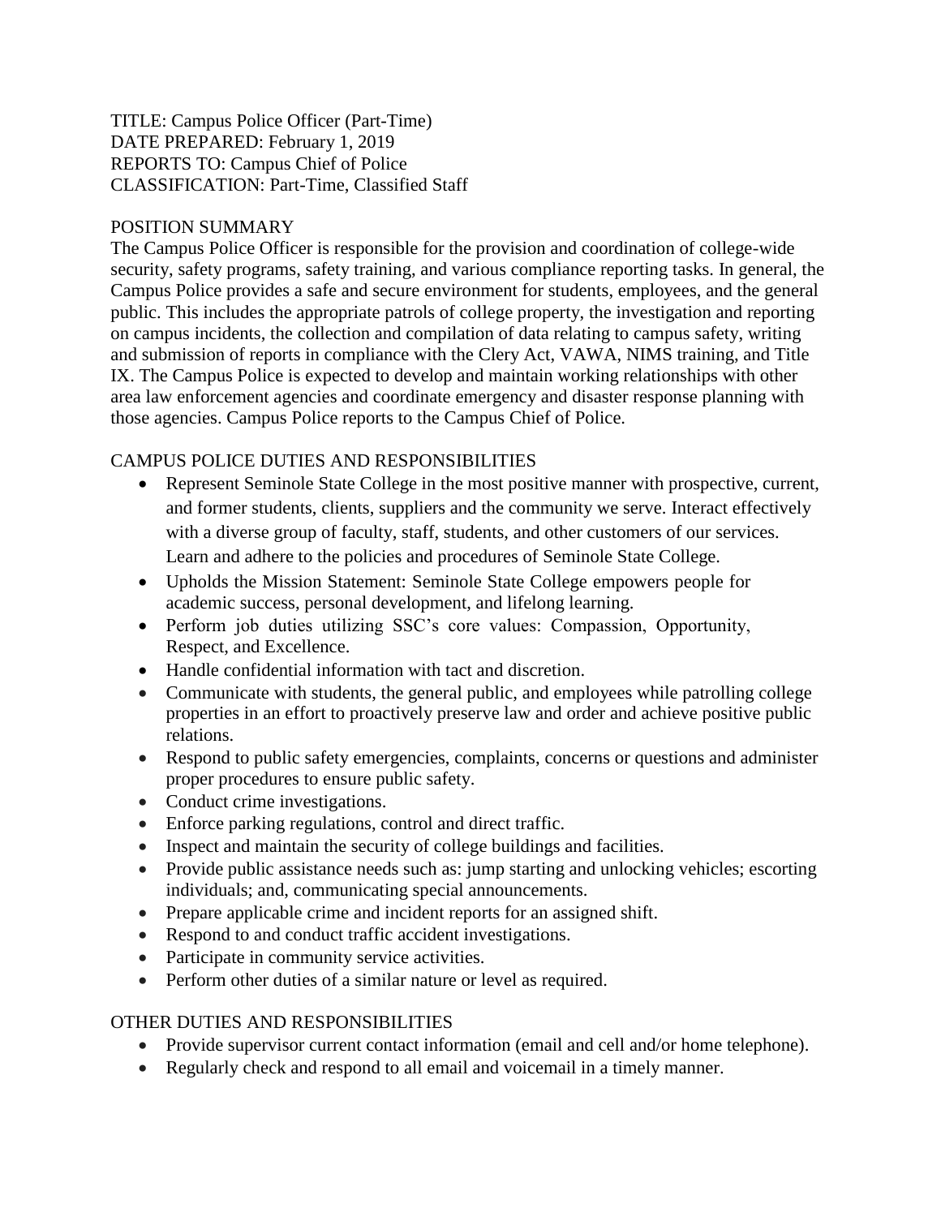TITLE: Campus Police Officer (Part-Time)
DATE PREPARED: February 1, 2019
REPORTS TO: Campus Chief of Police
CLASSIFICATION: Part-Time, Classified Staff

## POSITION SUMMARY

The Campus Police Officer is responsible for the provision and coordination of college-wide security, safety programs, safety training, and various compliance reporting tasks. In general, the Campus Police provides a safe and secure environment for students, employees, and the general public. This includes the appropriate patrols of college property, the investigation and reporting on campus incidents, the collection and compilation of data relating to campus safety, writing and submission of reports in compliance with the Clery Act, VAWA, NIMS training, and Title IX. The Campus Police is expected to develop and maintain working relationships with other area law enforcement agencies and coordinate emergency and disaster response planning with those agencies. Campus Police reports to the Campus Chief of Police.

## CAMPUS POLICE DUTIES AND RESPONSIBILITIES

- Represent Seminole State College in the most positive manner with prospective, current, and former students, clients, suppliers and the community we serve. Interact effectively with a diverse group of faculty, staff, students, and other customers of our services. Learn and adhere to the policies and procedures of Seminole State College.
- Upholds the Mission Statement: Seminole State College empowers people for academic success, personal development, and lifelong learning.
- Perform job duties utilizing SSC's core values: Compassion, Opportunity, Respect, and Excellence.
- Handle confidential information with tact and discretion.
- Communicate with students, the general public, and employees while patrolling college properties in an effort to proactively preserve law and order and achieve positive public relations.
- Respond to public safety emergencies, complaints, concerns or questions and administer proper procedures to ensure public safety.
- Conduct crime investigations.
- Enforce parking regulations, control and direct traffic.
- Inspect and maintain the security of college buildings and facilities.
- Provide public assistance needs such as: jump starting and unlocking vehicles; escorting individuals; and, communicating special announcements.
- Prepare applicable crime and incident reports for an assigned shift.
- Respond to and conduct traffic accident investigations.
- Participate in community service activities.
- Perform other duties of a similar nature or level as required.

## OTHER DUTIES AND RESPONSIBILITIES

- Provide supervisor current contact information (email and cell and/or home telephone).
- Regularly check and respond to all email and voicemail in a timely manner.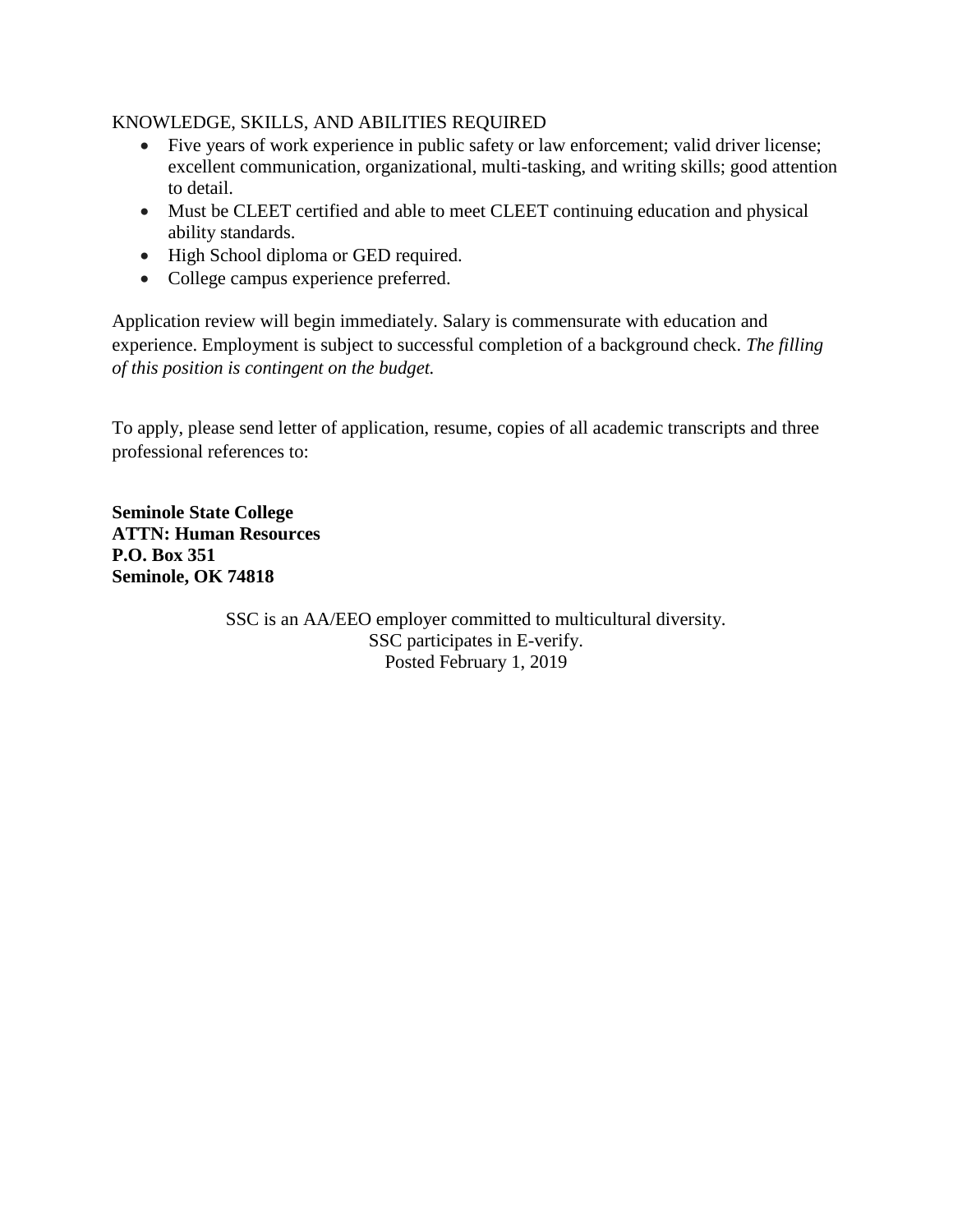KNOWLEDGE, SKILLS, AND ABILITIES REQUIRED

- Five years of work experience in public safety or law enforcement; valid driver license; excellent communication, organizational, multi-tasking, and writing skills; good attention to detail.
- Must be CLEET certified and able to meet CLEET continuing education and physical ability standards.
- High School diploma or GED required.
- College campus experience preferred.

Application review will begin immediately. Salary is commensurate with education and experience. Employment is subject to successful completion of a background check. *The filling of this position is contingent on the budget.*

To apply, please send letter of application, resume, copies of all academic transcripts and three professional references to:

**Seminole State College**
**ATTN: Human Resources**
**P.O. Box 351**
**Seminole, OK 74818**

SSC is an AA/EEO employer committed to multicultural diversity.
SSC participates in E-verify.
Posted February 1, 2019